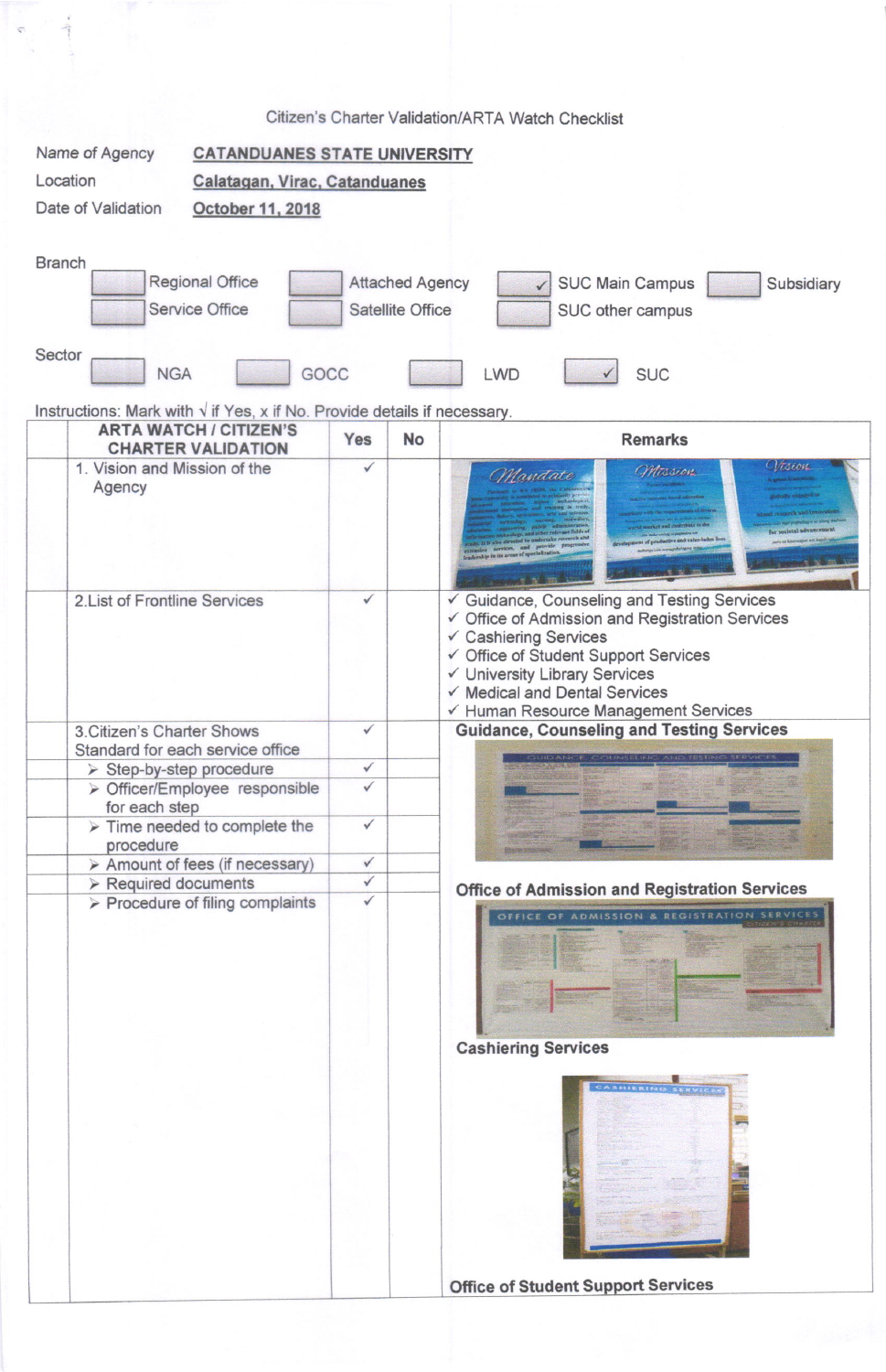Citizen's Charter Validation/ARTA Watch Checklist

Name of Agency **CATANDUANES STATE UNIVERSITY**

Location **Calatagan, Virac, Catanduanes**

Date of Validation **October 11, 2018**

Branch

- [ ] Regional Office
- [ ] Attached Agency
- [x] SUC Main Campus
- [ ] Subsidiary
- [ ] Service Office
- [ ] Satellite Office
- [ ] SUC other campus

Sector

- [ ] NGA
- [ ] GOCC
- [ ] LWD
- [x] SUC

Instructions: Mark with √ if Yes, x if No. Provide details if necessary.

| | ARTA WATCH / CITIZEN'S CHARTER VALIDATION | Yes | No | Remarks |
|---|---|---|---|---|
| | 1. Vision and Mission of the Agency | ✓ | | Mandate / Mission / Vision |
| | 2.List of Frontline Services | ✓ | | ✓ Guidance, Counseling and Testing Services<br>✓ Office of Admission and Registration Services<br>✓ Cashiering Services<br>✓ Office of Student Support Services<br>✓ University Library Services<br>✓ Medical and Dental Services<br>✓ Human Resource Management Services |
| | 3.Citizen's Charter Shows Standard for each service office | ✓ | | **Guidance, Counseling and Testing Services** |
| | ➢ Step-by-step procedure | ✓ | | |
| | ➢ Officer/Employee responsible for each step | ✓ | | |
| | ➢ Time needed to complete the procedure | ✓ | | |
| | ➢ Amount of fees (if necessary) | ✓ | | |
| | ➢ Required documents | ✓ | | **Office of Admission and Registration Services** |
| | ➢ Procedure of filing complaints | ✓ | | **Cashiering Services**<br>**Office of Student Support Services** |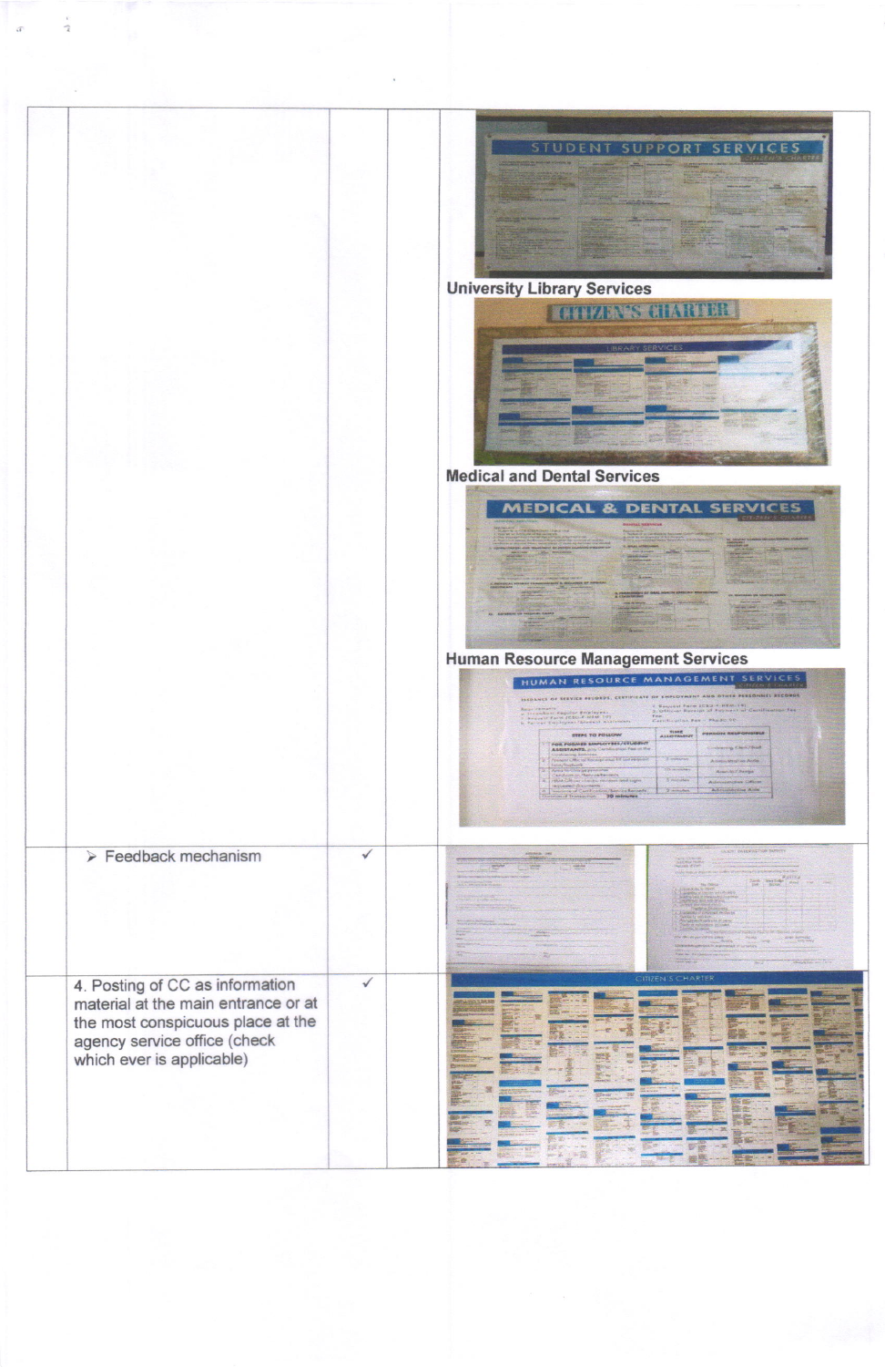| | | | | |
|---|---|---|---|---|
| | | | | University Library Services<br>Medical and Dental Services<br>Human Resource Management Services |
| | ➢ Feedback mechanism | ✓ | | |
| | 4. Posting of CC as information material at the main entrance or at the most conspicuous place at the agency service office (check which ever is applicable) | ✓ | | |